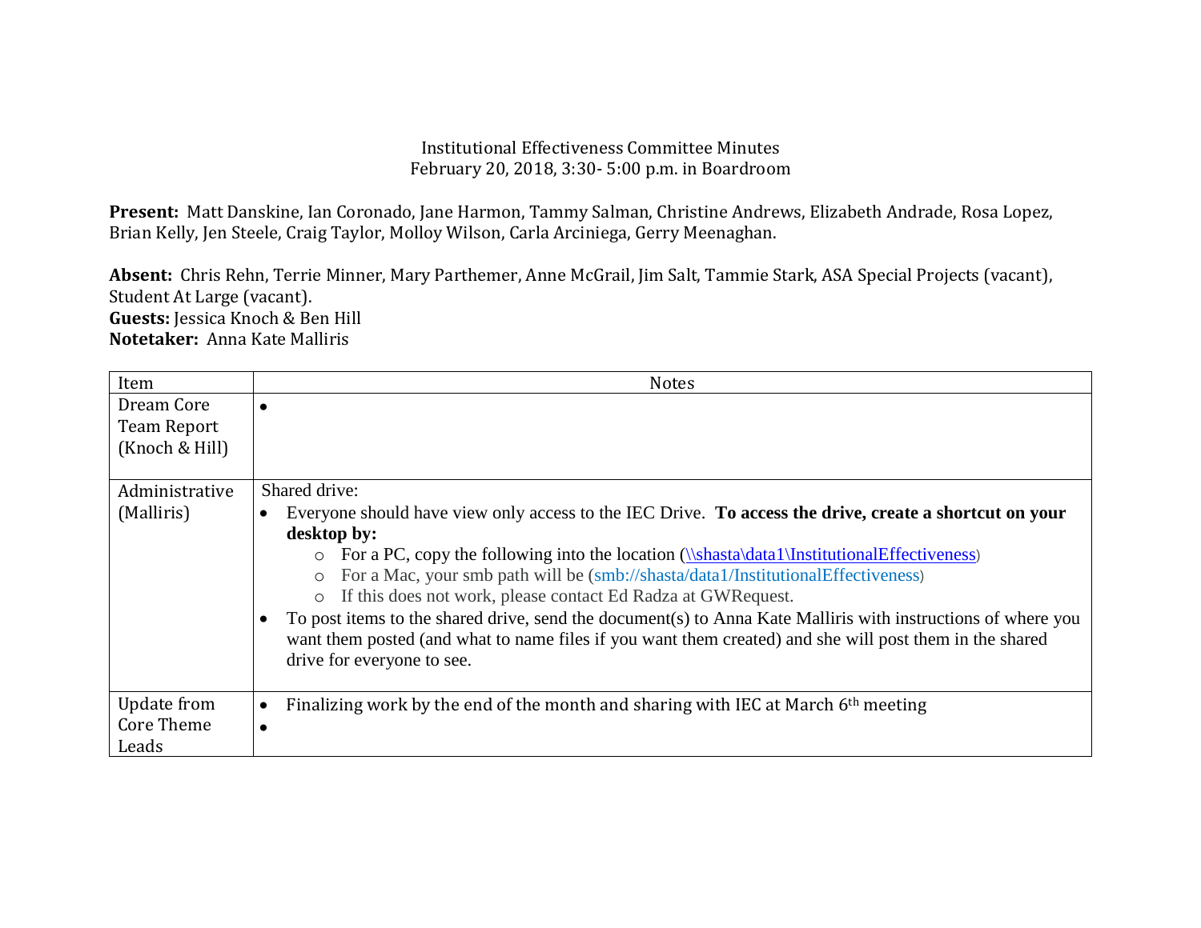Institutional Effectiveness Committee Minutes
February 20, 2018, 3:30- 5:00 p.m. in Boardroom

**Present:** Matt Danskine, Ian Coronado, Jane Harmon, Tammy Salman, Christine Andrews, Elizabeth Andrade, Rosa Lopez, Brian Kelly, Jen Steele, Craig Taylor, Molloy Wilson, Carla Arciniega, Gerry Meenaghan.

**Absent:** Chris Rehn, Terrie Minner, Mary Parthemer, Anne McGrail, Jim Salt, Tammie Stark, ASA Special Projects (vacant), Student At Large (vacant).
**Guests:** Jessica Knoch & Ben Hill
**Notetaker:** Anna Kate Malliris

| Item | Notes |
|---|---|
| Dream Core Team Report (Knoch & Hill) | • |
| Administrative (Malliris) | Shared drive:<br>• Everyone should have view only access to the IEC Drive. **To access the drive, create a shortcut on your desktop by:**<br>&nbsp;&nbsp;&nbsp;&nbsp;○ For a PC, copy the following into the location (\\shasta\data1\InstitutionalEffectiveness)<br>&nbsp;&nbsp;&nbsp;&nbsp;○ For a Mac, your smb path will be (smb://shasta/data1/InstitutionalEffectiveness)<br>&nbsp;&nbsp;&nbsp;&nbsp;○ If this does not work, please contact Ed Radza at GWRequest.<br>• To post items to the shared drive, send the document(s) to Anna Kate Malliris with instructions of where you want them posted (and what to name files if you want them created) and she will post them in the shared drive for everyone to see. |
| Update from Core Theme Leads | • Finalizing work by the end of the month and sharing with IEC at March 6th meeting<br>• |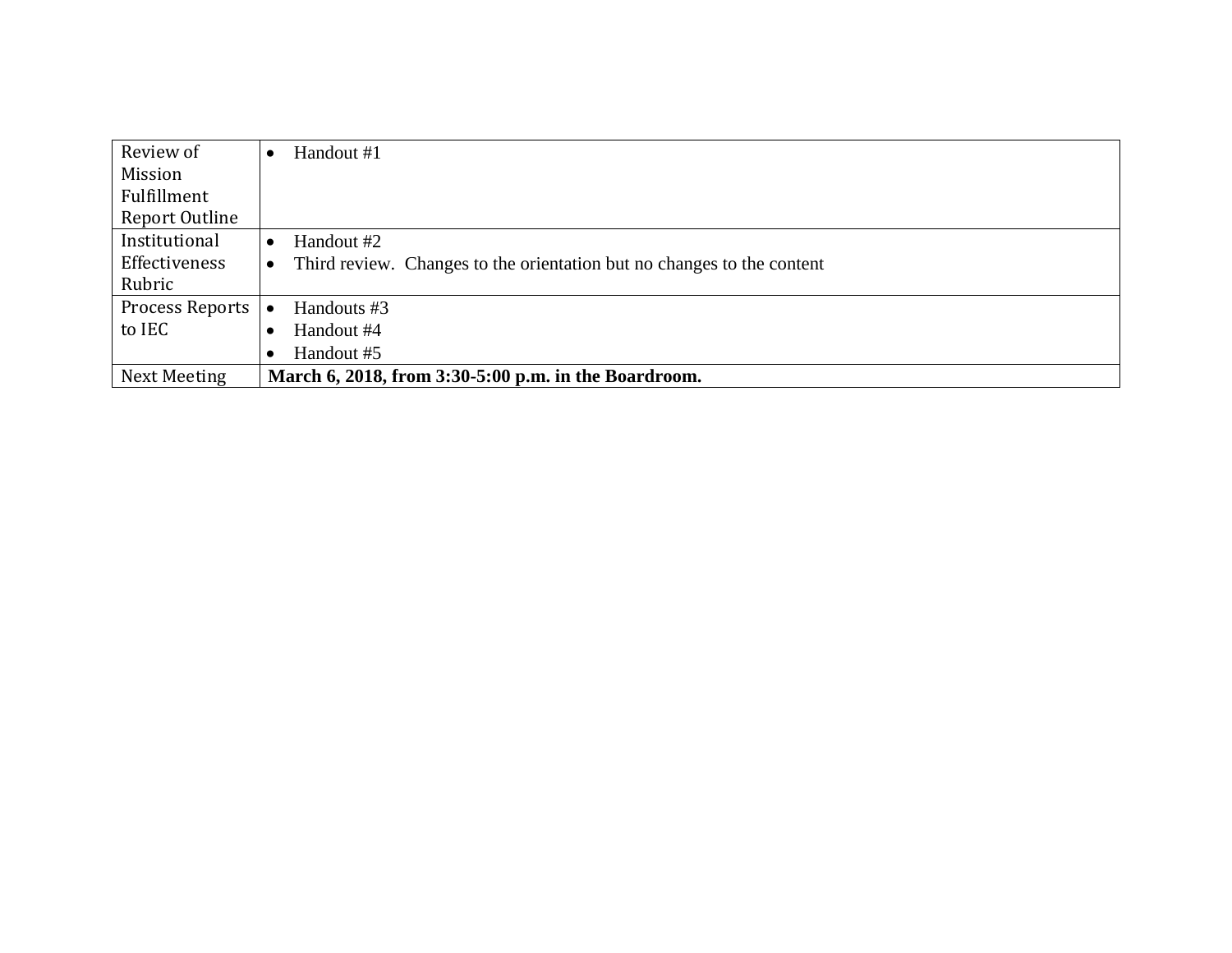| | |
|---|---|
| Review of Mission Fulfillment Report Outline | • Handout #1 |
| Institutional Effectiveness Rubric | • Handout #2<br>• Third review. Changes to the orientation but no changes to the content |
| Process Reports to IEC | • Handouts #3<br>• Handout #4<br>• Handout #5 |
| Next Meeting | **March 6, 2018, from 3:30-5:00 p.m. in the Boardroom.** |